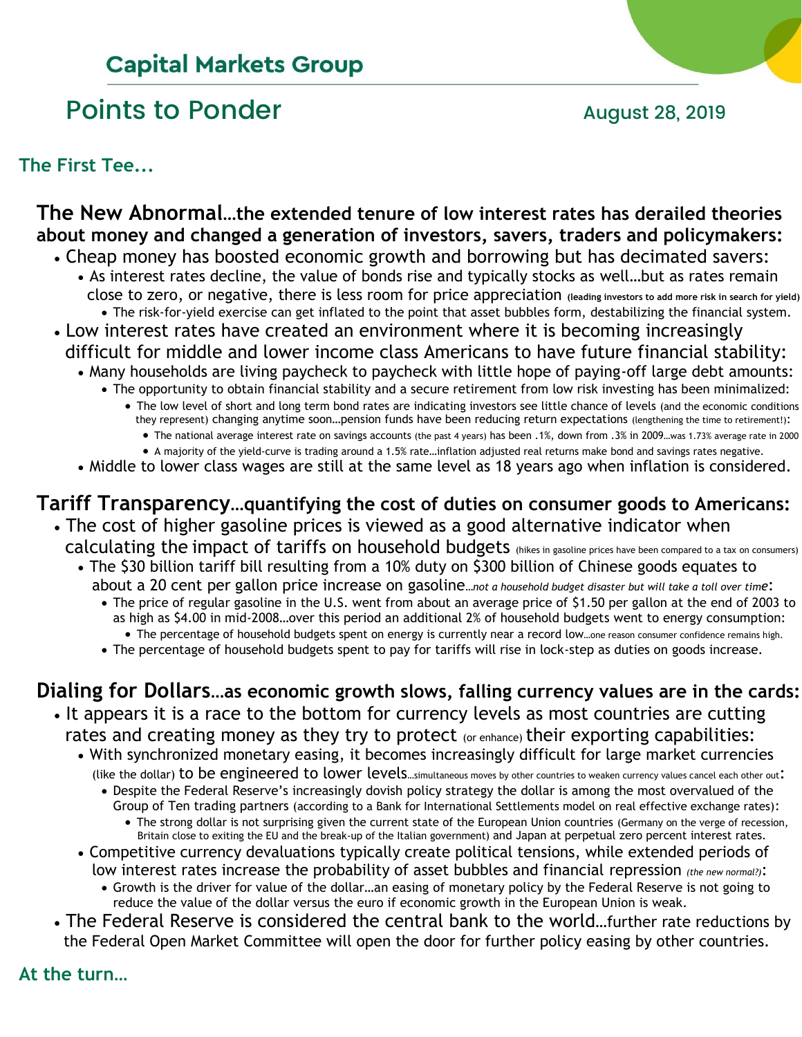## Capital Markets Group

# Points to Ponder

August 28, 2019

### The First Tee...

**The New Abnormal…the extended tenure of low interest rates has derailed theories about money and changed a generation of investors, savers, traders and policymakers:**

- Cheap money has boosted economic growth and borrowing but has decimated savers:
  - As interest rates decline, the value of bonds rise and typically stocks as well…but as rates remain close to zero, or negative, there is less room for price appreciation **(leading investors to add more risk in search for yield)**
    - The risk-for-yield exercise can get inflated to the point that asset bubbles form, destabilizing the financial system.
- Low interest rates have created an environment where it is becoming increasingly difficult for middle and lower income class Americans to have future financial stability:
  - Many households are living paycheck to paycheck with little hope of paying-off large debt amounts:
    - The opportunity to obtain financial stability and a secure retirement from low risk investing has been minimalized:
      - The low level of short and long term bond rates are indicating investors see little chance of levels (and the economic conditions they represent) changing anytime soon…pension funds have been reducing return expectations (lengthening the time to retirement!):
        - The national average interest rate on savings accounts (the past 4 years) has been .1%, down from .3% in 2009…was 1.73% average rate in 2000
        - A majority of the yield-curve is trading around a 1.5% rate…inflation adjusted real returns make bond and savings rates negative.
  - Middle to lower class wages are still at the same level as 18 years ago when inflation is considered.

**Tariff Transparency…quantifying the cost of duties on consumer goods to Americans:**

- The cost of higher gasoline prices is viewed as a good alternative indicator when calculating the impact of tariffs on household budgets (hikes in gasoline prices have been compared to a tax on consumers)
  - The $30 billion tariff bill resulting from a 10% duty on $300 billion of Chinese goods equates to about a 20 cent per gallon price increase on gasoline…*not a household budget disaster but will take a toll over time*:
    - The price of regular gasoline in the U.S. went from about an average price of $1.50 per gallon at the end of 2003 to as high as $4.00 in mid-2008…over this period an additional 2% of household budgets went to energy consumption:
      - The percentage of household budgets spent on energy is currently near a record low…one reason consumer confidence remains high.
    - The percentage of household budgets spent to pay for tariffs will rise in lock-step as duties on goods increase.

**Dialing for Dollars…as economic growth slows, falling currency values are in the cards:**

- It appears it is a race to the bottom for currency levels as most countries are cutting rates and creating money as they try to protect (or enhance) their exporting capabilities:
  - With synchronized monetary easing, it becomes increasingly difficult for large market currencies (like the dollar) to be engineered to lower levels…simultaneous moves by other countries to weaken currency values cancel each other out:
    - Despite the Federal Reserve's increasingly dovish policy strategy the dollar is among the most overvalued of the Group of Ten trading partners (according to a Bank for International Settlements model on real effective exchange rates):
      - The strong dollar is not surprising given the current state of the European Union countries (Germany on the verge of recession, Britain close to exiting the EU and the break-up of the Italian government) and Japan at perpetual zero percent interest rates.
  - Competitive currency devaluations typically create political tensions, while extended periods of low interest rates increase the probability of asset bubbles and financial repression *(the new normal?)*:
    - Growth is the driver for value of the dollar…an easing of monetary policy by the Federal Reserve is not going to reduce the value of the dollar versus the euro if economic growth in the European Union is weak.
- The Federal Reserve is considered the central bank to the world…further rate reductions by the Federal Open Market Committee will open the door for further policy easing by other countries.

### At the turn…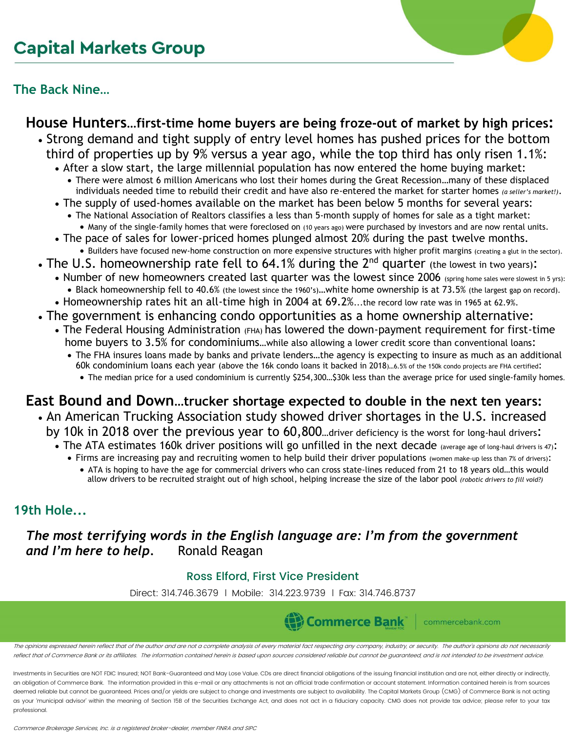## Capital Markets Group

### The Back Nine…

**House Hunters…first-time home buyers are being froze-out of market by high prices:**

- Strong demand and tight supply of entry level homes has pushed prices for the bottom third of properties up by 9% versus a year ago, while the top third has only risen 1.1%:
  - After a slow start, the large millennial population has now entered the home buying market:
    - There were almost 6 million Americans who lost their homes during the Great Recession…many of these displaced individuals needed time to rebuild their credit and have also re-entered the market for starter homes *(a seller's market!)*.
  - The supply of used-homes available on the market has been below 5 months for several years:
    - The National Association of Realtors classifies a less than 5-month supply of homes for sale as a tight market:
      - Many of the single-family homes that were foreclosed on (10 years ago) were purchased by investors and are now rental units.
  - The pace of sales for lower-priced homes plunged almost 20% during the past twelve months.
    - Builders have focused new-home construction on more expensive structures with higher profit margins (creating a glut in the sector).
- The U.S. homeownership rate fell to 64.1% during the 2nd quarter (the lowest in two years):
  - Number of new homeowners created last quarter was the lowest since 2006 (spring home sales were slowest in 5 yrs):
    - Black homeownership fell to 40.6% (the lowest since the 1960's)…white home ownership is at 73.5% (the largest gap on record).
  - Homeownership rates hit an all-time high in 2004 at 69.2%…the record low rate was in 1965 at 62.9%.
- The government is enhancing condo opportunities as a home ownership alternative:
  - The Federal Housing Administration (FHA) has lowered the down-payment requirement for first-time home buyers to 3.5% for condominiums…while also allowing a lower credit score than conventional loans:
    - The FHA insures loans made by banks and private lenders…the agency is expecting to insure as much as an additional 60k condominium loans each year (above the 16k condo loans it backed in 2018)…6.5% of the 150k condo projects are FHA certified:
      - The median price for a used condominium is currently $254,300…$30k less than the average price for used single-family homes.

**East Bound and Down…trucker shortage expected to double in the next ten years:**

- An American Trucking Association study showed driver shortages in the U.S. increased by 10k in 2018 over the previous year to 60,800…driver deficiency is the worst for long-haul drivers:
  - The ATA estimates 160k driver positions will go unfilled in the next decade (average age of long-haul drivers is 47):
    - Firms are increasing pay and recruiting women to help build their driver populations (women make-up less than 7% of drivers):
      - ATA is hoping to have the age for commercial drivers who can cross state-lines reduced from 21 to 18 years old…this would allow drivers to be recruited straight out of high school, helping increase the size of the labor pool *(robotic drivers to fill void?)*

### 19th Hole...

***The most terrifying words in the English language are: I'm from the government and I'm here to help.*** Ronald Reagan

Ross Elford, First Vice President

Direct: 314.746.3679 | Mobile: 314.223.9739 | Fax: 314.746.8737

Commerce Bank | commercebank.com

*The opinions expressed herein reflect that of the author and are not a complete analysis of every material fact respecting any company, industry, or security. The author's opinions do not necessarily reflect that of Commerce Bank or its affiliates. The information contained herein is based upon sources considered reliable but cannot be guaranteed, and is not intended to be investment advice.*

Investments in Securities are NOT FDIC Insured; NOT Bank-Guaranteed and May Lose Value. CDs are direct financial obligations of the issuing financial institution and are not, either directly or indirectly, an obligation of Commerce Bank. The information provided in this e-mail or any attachments is not an official trade confirmation or account statement. Information contained herein is from sources deemed reliable but cannot be guaranteed. Prices and/or yields are subject to change and investments are subject to availability. The Capital Markets Group (CMG) of Commerce Bank is not acting as your 'municipal advisor' within the meaning of Section 15B of the Securities Exchange Act, and does not act in a fiduciary capacity. CMG does not provide tax advice; please refer to your tax professional.

*Commerce Brokerage Services, Inc. is a registered broker-dealer, member FINRA and SIPC*